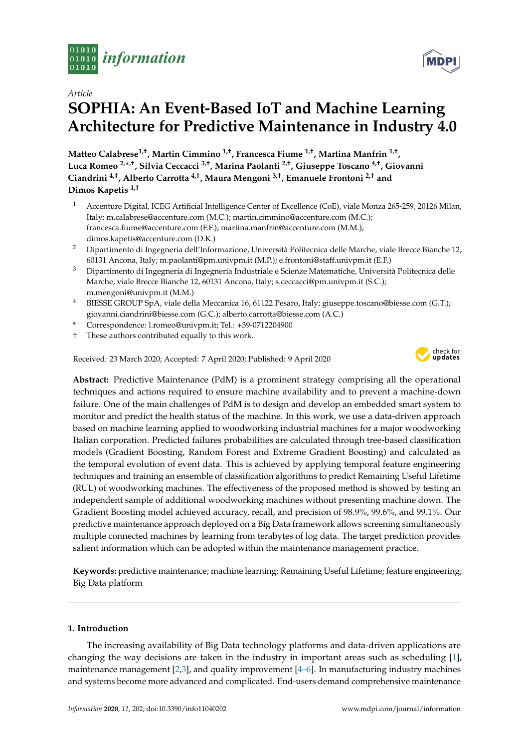*Article*

# SOPHIA: An Event-Based IoT and Machine Learning Architecture for Predictive Maintenance in Industry 4.0

**Matteo Calabrese [1,†], Martin Cimmino [1,†], Francesca Fiume [1,†], Martina Manfrin [1,†], Luca Romeo [2,*,†], Silvia Ceccacci [3,†], Marina Paolanti [2,†], Giuseppe Toscano [4,†], Giovanni Ciandrini [4,†], Alberto Carrotta [4,†], Maura Mengoni [3,†], Emanuele Frontoni [2,†] and Dimos Kapetis [1,†]**

[1] Accenture Digital, ICEG Artificial Intelligence Center of Excellence (CoE), viale Monza 265-259, 20126 Milan, Italy; m.calabrese@accenture.com (M.C.); martin.cimmino@accenture.com (M.C.); francesca.fiume@accenture.com (F.F.); martina.manfrin@accenture.com (M.M.); dimos.kapetis@accenture.com (D.K.)

[2] Dipartimento di Ingegneria dell'Informazione, Università Politecnica delle Marche, viale Brecce Bianche 12, 60131 Ancona, Italy; m.paolanti@pm.univpm.it (M.P.); e.frontoni@staff.univpm.it (E.F.)

[3] Dipartimento di Ingegneria di Ingegneria Industriale e Scienze Matematiche, Università Politecnica delle Marche, viale Brecce Bianche 12, 60131 Ancona, Italy; s.ceccacci@pm.univpm.it (S.C.); m.mengoni@univpm.it (M.M.)

[4] BIESSE GROUP SpA, viale della Meccanica 16, 61122 Pesaro, Italy; giuseppe.toscano@biesse.com (G.T.); giovanni.ciandrini@biesse.com (G.C.); alberto.carrotta@biesse.com (A.C.)

\* Correspondence: l.romeo@univpm.it; Tel.: +39-0712204900

† These authors contributed equally to this work.

Received: 23 March 2020; Accepted: 7 April 2020; Published: 9 April 2020

**Abstract:** Predictive Maintenance (PdM) is a prominent strategy comprising all the operational techniques and actions required to ensure machine availability and to prevent a machine-down failure. One of the main challenges of PdM is to design and develop an embedded smart system to monitor and predict the health status of the machine. In this work, we use a data-driven approach based on machine learning applied to woodworking industrial machines for a major woodworking Italian corporation. Predicted failures probabilities are calculated through tree-based classification models (Gradient Boosting, Random Forest and Extreme Gradient Boosting) and calculated as the temporal evolution of event data. This is achieved by applying temporal feature engineering techniques and training an ensemble of classification algorithms to predict Remaining Useful Lifetime (RUL) of woodworking machines. The effectiveness of the proposed method is showed by testing an independent sample of additional woodworking machines without presenting machine down. The Gradient Boosting model achieved accuracy, recall, and precision of 98.9%, 99.6%, and 99.1%. Our predictive maintenance approach deployed on a Big Data framework allows screening simultaneously multiple connected machines by learning from terabytes of log data. The target prediction provides salient information which can be adopted within the maintenance management practice.

**Keywords:** predictive maintenance; machine learning; Remaining Useful Lifetime; feature engineering; Big Data platform

## 1. Introduction

The increasing availability of Big Data technology platforms and data-driven applications are changing the way decisions are taken in the industry in important areas such as scheduling [1], maintenance management [2,3], and quality improvement [4–6]. In manufacturing industry machines and systems become more advanced and complicated. End-users demand comprehensive maintenance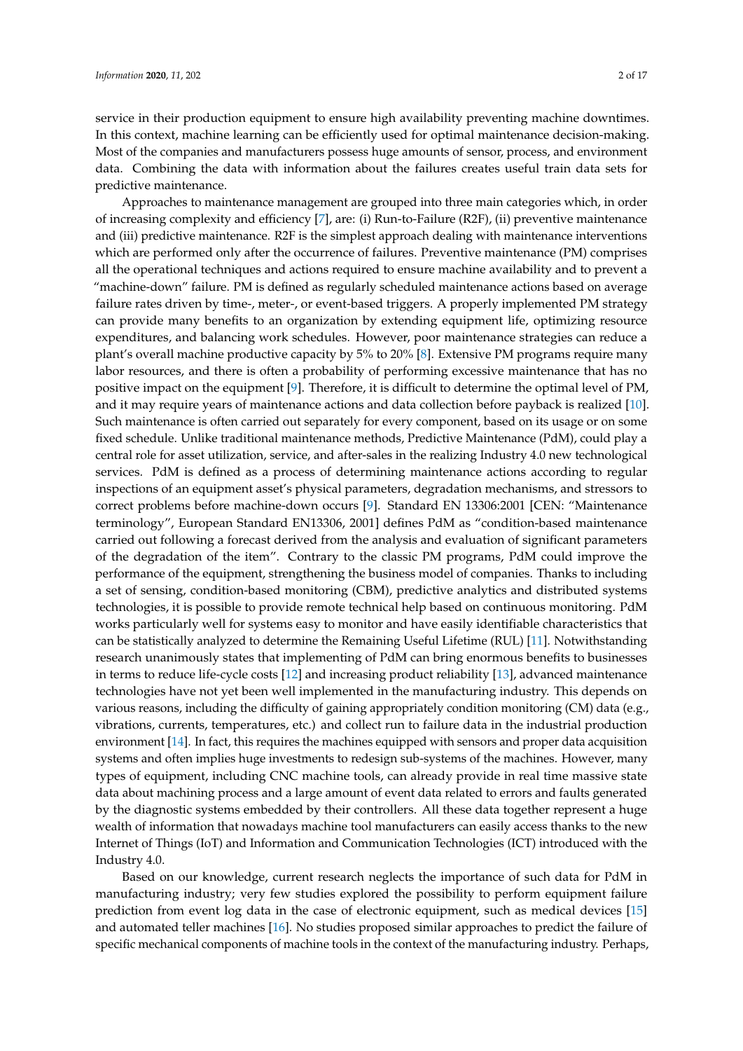service in their production equipment to ensure high availability preventing machine downtimes. In this context, machine learning can be efficiently used for optimal maintenance decision-making. Most of the companies and manufacturers possess huge amounts of sensor, process, and environment data. Combining the data with information about the failures creates useful train data sets for predictive maintenance.

Approaches to maintenance management are grouped into three main categories which, in order of increasing complexity and efficiency [7], are: (i) Run-to-Failure (R2F), (ii) preventive maintenance and (iii) predictive maintenance. R2F is the simplest approach dealing with maintenance interventions which are performed only after the occurrence of failures. Preventive maintenance (PM) comprises all the operational techniques and actions required to ensure machine availability and to prevent a "machine-down" failure. PM is defined as regularly scheduled maintenance actions based on average failure rates driven by time-, meter-, or event-based triggers. A properly implemented PM strategy can provide many benefits to an organization by extending equipment life, optimizing resource expenditures, and balancing work schedules. However, poor maintenance strategies can reduce a plant's overall machine productive capacity by 5% to 20% [8]. Extensive PM programs require many labor resources, and there is often a probability of performing excessive maintenance that has no positive impact on the equipment [9]. Therefore, it is difficult to determine the optimal level of PM, and it may require years of maintenance actions and data collection before payback is realized [10]. Such maintenance is often carried out separately for every component, based on its usage or on some fixed schedule. Unlike traditional maintenance methods, Predictive Maintenance (PdM), could play a central role for asset utilization, service, and after-sales in the realizing Industry 4.0 new technological services. PdM is defined as a process of determining maintenance actions according to regular inspections of an equipment asset's physical parameters, degradation mechanisms, and stressors to correct problems before machine-down occurs [9]. Standard EN 13306:2001 [CEN: "Maintenance terminology", European Standard EN13306, 2001] defines PdM as "condition-based maintenance carried out following a forecast derived from the analysis and evaluation of significant parameters of the degradation of the item". Contrary to the classic PM programs, PdM could improve the performance of the equipment, strengthening the business model of companies. Thanks to including a set of sensing, condition-based monitoring (CBM), predictive analytics and distributed systems technologies, it is possible to provide remote technical help based on continuous monitoring. PdM works particularly well for systems easy to monitor and have easily identifiable characteristics that can be statistically analyzed to determine the Remaining Useful Lifetime (RUL) [11]. Notwithstanding research unanimously states that implementing of PdM can bring enormous benefits to businesses in terms to reduce life-cycle costs [12] and increasing product reliability [13], advanced maintenance technologies have not yet been well implemented in the manufacturing industry. This depends on various reasons, including the difficulty of gaining appropriately condition monitoring (CM) data (e.g., vibrations, currents, temperatures, etc.) and collect run to failure data in the industrial production environment [14]. In fact, this requires the machines equipped with sensors and proper data acquisition systems and often implies huge investments to redesign sub-systems of the machines. However, many types of equipment, including CNC machine tools, can already provide in real time massive state data about machining process and a large amount of event data related to errors and faults generated by the diagnostic systems embedded by their controllers. All these data together represent a huge wealth of information that nowadays machine tool manufacturers can easily access thanks to the new Internet of Things (IoT) and Information and Communication Technologies (ICT) introduced with the Industry 4.0.

Based on our knowledge, current research neglects the importance of such data for PdM in manufacturing industry; very few studies explored the possibility to perform equipment failure prediction from event log data in the case of electronic equipment, such as medical devices [15] and automated teller machines [16]. No studies proposed similar approaches to predict the failure of specific mechanical components of machine tools in the context of the manufacturing industry. Perhaps,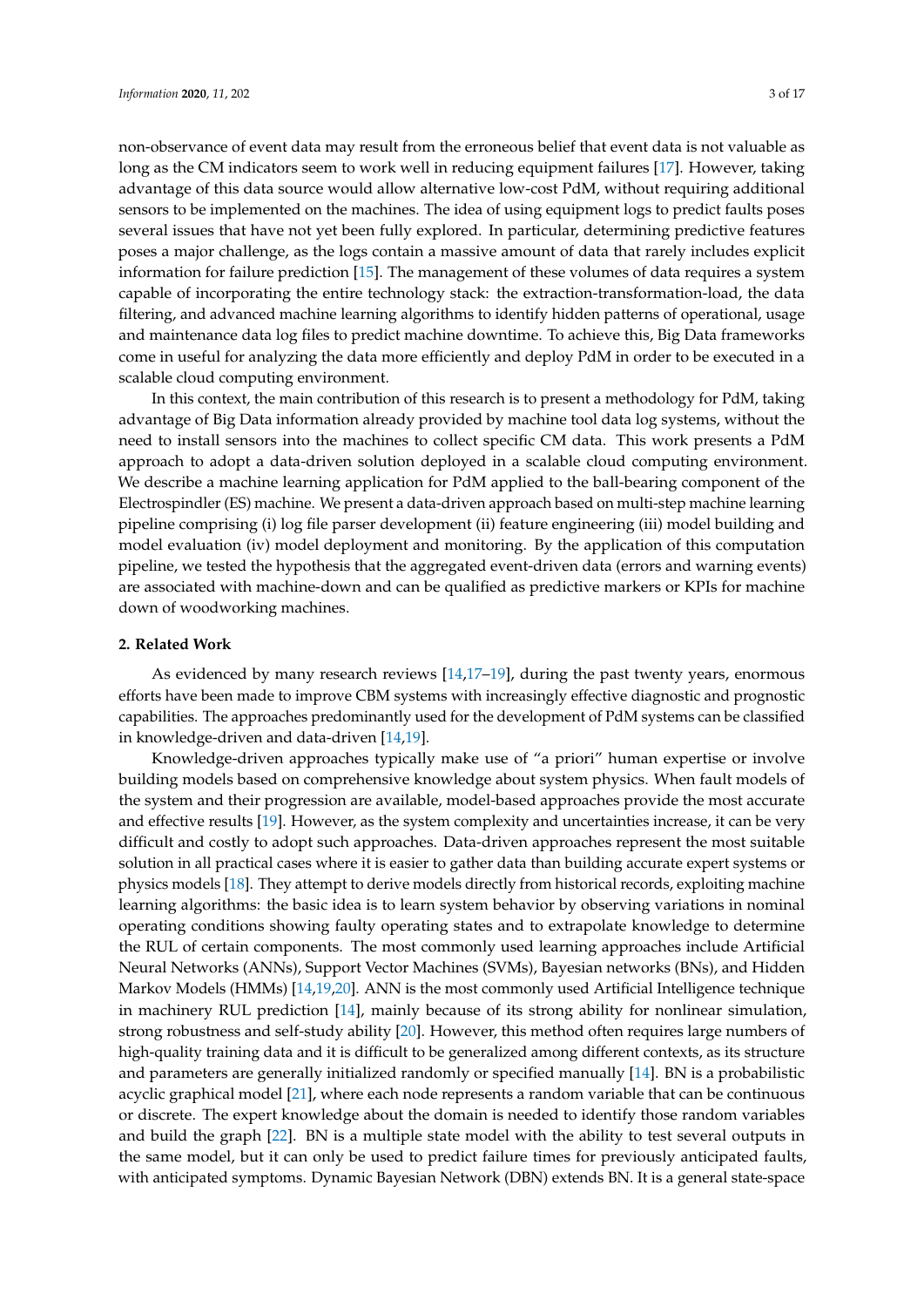non-observance of event data may result from the erroneous belief that event data is not valuable as long as the CM indicators seem to work well in reducing equipment failures [17]. However, taking advantage of this data source would allow alternative low-cost PdM, without requiring additional sensors to be implemented on the machines. The idea of using equipment logs to predict faults poses several issues that have not yet been fully explored. In particular, determining predictive features poses a major challenge, as the logs contain a massive amount of data that rarely includes explicit information for failure prediction [15]. The management of these volumes of data requires a system capable of incorporating the entire technology stack: the extraction-transformation-load, the data filtering, and advanced machine learning algorithms to identify hidden patterns of operational, usage and maintenance data log files to predict machine downtime. To achieve this, Big Data frameworks come in useful for analyzing the data more efficiently and deploy PdM in order to be executed in a scalable cloud computing environment.

In this context, the main contribution of this research is to present a methodology for PdM, taking advantage of Big Data information already provided by machine tool data log systems, without the need to install sensors into the machines to collect specific CM data. This work presents a PdM approach to adopt a data-driven solution deployed in a scalable cloud computing environment. We describe a machine learning application for PdM applied to the ball-bearing component of the Electrospindler (ES) machine. We present a data-driven approach based on multi-step machine learning pipeline comprising (i) log file parser development (ii) feature engineering (iii) model building and model evaluation (iv) model deployment and monitoring. By the application of this computation pipeline, we tested the hypothesis that the aggregated event-driven data (errors and warning events) are associated with machine-down and can be qualified as predictive markers or KPIs for machine down of woodworking machines.

## 2. Related Work

As evidenced by many research reviews [14,17–19], during the past twenty years, enormous efforts have been made to improve CBM systems with increasingly effective diagnostic and prognostic capabilities. The approaches predominantly used for the development of PdM systems can be classified in knowledge-driven and data-driven [14,19].

Knowledge-driven approaches typically make use of "a priori" human expertise or involve building models based on comprehensive knowledge about system physics. When fault models of the system and their progression are available, model-based approaches provide the most accurate and effective results [19]. However, as the system complexity and uncertainties increase, it can be very difficult and costly to adopt such approaches. Data-driven approaches represent the most suitable solution in all practical cases where it is easier to gather data than building accurate expert systems or physics models [18]. They attempt to derive models directly from historical records, exploiting machine learning algorithms: the basic idea is to learn system behavior by observing variations in nominal operating conditions showing faulty operating states and to extrapolate knowledge to determine the RUL of certain components. The most commonly used learning approaches include Artificial Neural Networks (ANNs), Support Vector Machines (SVMs), Bayesian networks (BNs), and Hidden Markov Models (HMMs) [14,19,20]. ANN is the most commonly used Artificial Intelligence technique in machinery RUL prediction [14], mainly because of its strong ability for nonlinear simulation, strong robustness and self-study ability [20]. However, this method often requires large numbers of high-quality training data and it is difficult to be generalized among different contexts, as its structure and parameters are generally initialized randomly or specified manually [14]. BN is a probabilistic acyclic graphical model [21], where each node represents a random variable that can be continuous or discrete. The expert knowledge about the domain is needed to identify those random variables and build the graph [22]. BN is a multiple state model with the ability to test several outputs in the same model, but it can only be used to predict failure times for previously anticipated faults, with anticipated symptoms. Dynamic Bayesian Network (DBN) extends BN. It is a general state-space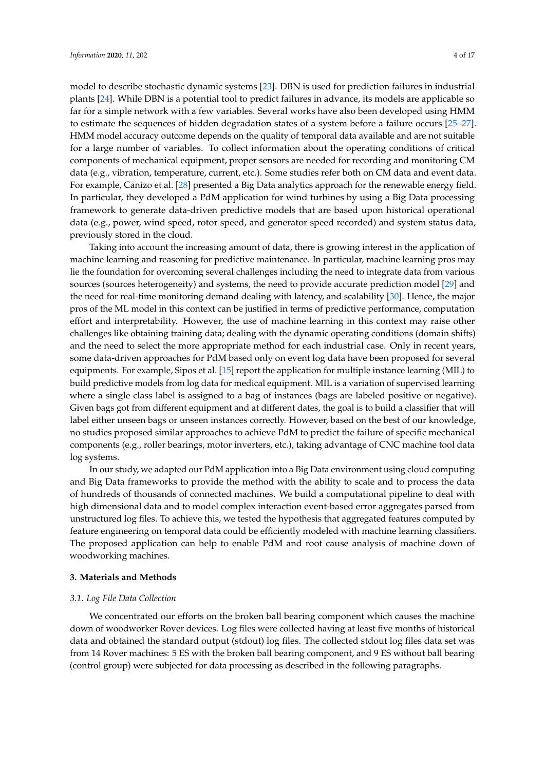model to describe stochastic dynamic systems [23]. DBN is used for prediction failures in industrial plants [24]. While DBN is a potential tool to predict failures in advance, its models are applicable so far for a simple network with a few variables. Several works have also been developed using HMM to estimate the sequences of hidden degradation states of a system before a failure occurs [25–27]. HMM model accuracy outcome depends on the quality of temporal data available and are not suitable for a large number of variables. To collect information about the operating conditions of critical components of mechanical equipment, proper sensors are needed for recording and monitoring CM data (e.g., vibration, temperature, current, etc.). Some studies refer both on CM data and event data. For example, Canizo et al. [28] presented a Big Data analytics approach for the renewable energy field. In particular, they developed a PdM application for wind turbines by using a Big Data processing framework to generate data-driven predictive models that are based upon historical operational data (e.g., power, wind speed, rotor speed, and generator speed recorded) and system status data, previously stored in the cloud.

Taking into account the increasing amount of data, there is growing interest in the application of machine learning and reasoning for predictive maintenance. In particular, machine learning pros may lie the foundation for overcoming several challenges including the need to integrate data from various sources (sources heterogeneity) and systems, the need to provide accurate prediction model [29] and the need for real-time monitoring demand dealing with latency, and scalability [30]. Hence, the major pros of the ML model in this context can be justified in terms of predictive performance, computation effort and interpretability. However, the use of machine learning in this context may raise other challenges like obtaining training data; dealing with the dynamic operating conditions (domain shifts) and the need to select the more appropriate method for each industrial case. Only in recent years, some data-driven approaches for PdM based only on event log data have been proposed for several equipments. For example, Sipos et al. [15] report the application for multiple instance learning (MIL) to build predictive models from log data for medical equipment. MIL is a variation of supervised learning where a single class label is assigned to a bag of instances (bags are labeled positive or negative). Given bags got from different equipment and at different dates, the goal is to build a classifier that will label either unseen bags or unseen instances correctly. However, based on the best of our knowledge, no studies proposed similar approaches to achieve PdM to predict the failure of specific mechanical components (e.g., roller bearings, motor inverters, etc.), taking advantage of CNC machine tool data log systems.

In our study, we adapted our PdM application into a Big Data environment using cloud computing and Big Data frameworks to provide the method with the ability to scale and to process the data of hundreds of thousands of connected machines. We build a computational pipeline to deal with high dimensional data and to model complex interaction event-based error aggregates parsed from unstructured log files. To achieve this, we tested the hypothesis that aggregated features computed by feature engineering on temporal data could be efficiently modeled with machine learning classifiers. The proposed application can help to enable PdM and root cause analysis of machine down of woodworking machines.

## 3. Materials and Methods

### *3.1. Log File Data Collection*

We concentrated our efforts on the broken ball bearing component which causes the machine down of woodworker Rover devices. Log files were collected having at least five months of historical data and obtained the standard output (stdout) log files. The collected stdout log files data set was from 14 Rover machines: 5 ES with the broken ball bearing component, and 9 ES without ball bearing (control group) were subjected for data processing as described in the following paragraphs.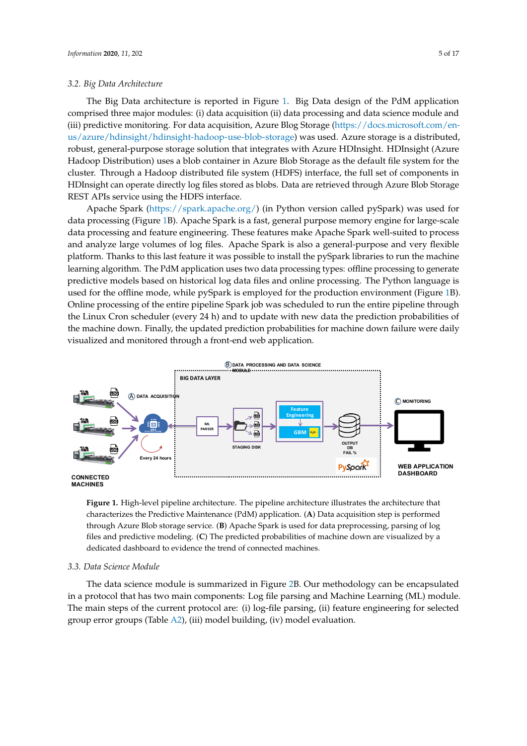### 3.2. Big Data Architecture

The Big Data architecture is reported in Figure 1. Big Data design of the PdM application comprised three major modules: (i) data acquisition (ii) data processing and data science module and (iii) predictive monitoring. For data acquisition, Azure Blog Storage (https://docs.microsoft.com/en-us/azure/hdinsight/hdinsight-hadoop-use-blob-storage) was used. Azure storage is a distributed, robust, general-purpose storage solution that integrates with Azure HDInsight. HDInsight (Azure Hadoop Distribution) uses a blob container in Azure Blob Storage as the default file system for the cluster. Through a Hadoop distributed file system (HDFS) interface, the full set of components in HDInsight can operate directly log files stored as blobs. Data are retrieved through Azure Blob Storage REST APIs service using the HDFS interface.

Apache Spark (https://spark.apache.org/) (in Python version called pySpark) was used for data processing (Figure 1B). Apache Spark is a fast, general purpose memory engine for large-scale data processing and feature engineering. These features make Apache Spark well-suited to process and analyze large volumes of log files. Apache Spark is also a general-purpose and very flexible platform. Thanks to this last feature it was possible to install the pySpark libraries to run the machine learning algorithm. The PdM application uses two data processing types: offline processing to generate predictive models based on historical log data files and online processing. The Python language is used for the offline mode, while pySpark is employed for the production environment (Figure 1B). Online processing of the entire pipeline Spark job was scheduled to run the entire pipeline through the Linux Cron scheduler (every 24 h) and to update with new data the prediction probabilities of the machine down. Finally, the updated prediction probabilities for machine down failure were daily visualized and monitored through a front-end web application.

**Figure 1.** High-level pipeline architecture. The pipeline architecture illustrates the architecture that characterizes the Predictive Maintenance (PdM) application. (**A**) Data acquisition step is performed through Azure Blob storage service. (**B**) Apache Spark is used for data preprocessing, parsing of log files and predictive modeling. (**C**) The predicted probabilities of machine down are visualized by a dedicated dashboard to evidence the trend of connected machines.

### 3.3. Data Science Module

The data science module is summarized in Figure 2B. Our methodology can be encapsulated in a protocol that has two main components: Log file parsing and Machine Learning (ML) module. The main steps of the current protocol are: (i) log-file parsing, (ii) feature engineering for selected group error groups (Table A2), (iii) model building, (iv) model evaluation.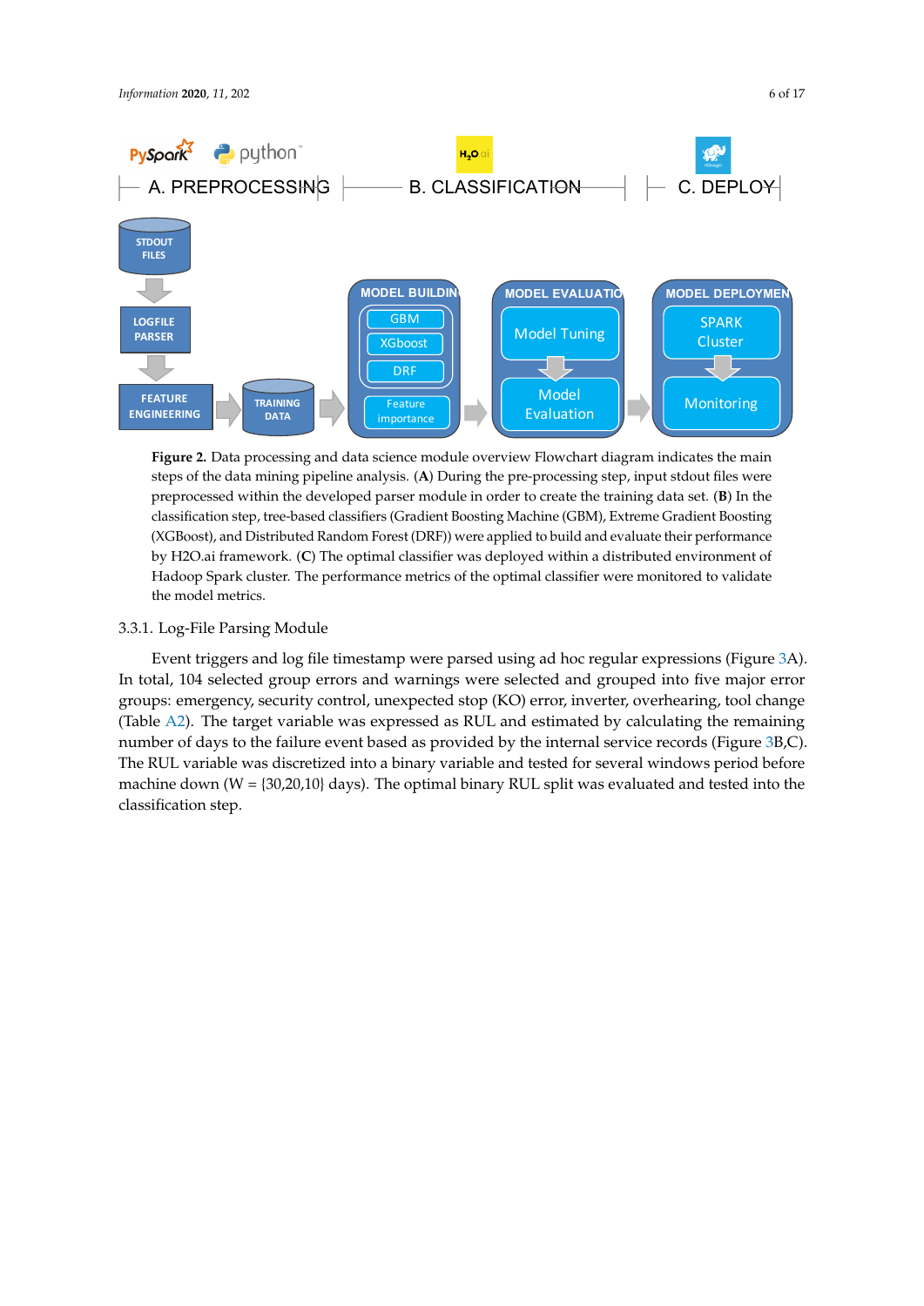**Figure 2.** Data processing and data science module overview Flowchart diagram indicates the main steps of the data mining pipeline analysis. (**A**) During the pre-processing step, input stdout files were preprocessed within the developed parser module in order to create the training data set. (**B**) In the classification step, tree-based classifiers (Gradient Boosting Machine (GBM), Extreme Gradient Boosting (XGBoost), and Distributed Random Forest (DRF)) were applied to build and evaluate their performance by H2O.ai framework. (**C**) The optimal classifier was deployed within a distributed environment of Hadoop Spark cluster. The performance metrics of the optimal classifier were monitored to validate the model metrics.

### 3.3.1. Log-File Parsing Module

Event triggers and log file timestamp were parsed using ad hoc regular expressions (Figure 3A). In total, 104 selected group errors and warnings were selected and grouped into five major error groups: emergency, security control, unexpected stop (KO) error, inverter, overhearing, tool change (Table A2). The target variable was expressed as RUL and estimated by calculating the remaining number of days to the failure event based as provided by the internal service records (Figure 3B,C). The RUL variable was discretized into a binary variable and tested for several windows period before machine down (W = {30,20,10} days). The optimal binary RUL split was evaluated and tested into the classification step.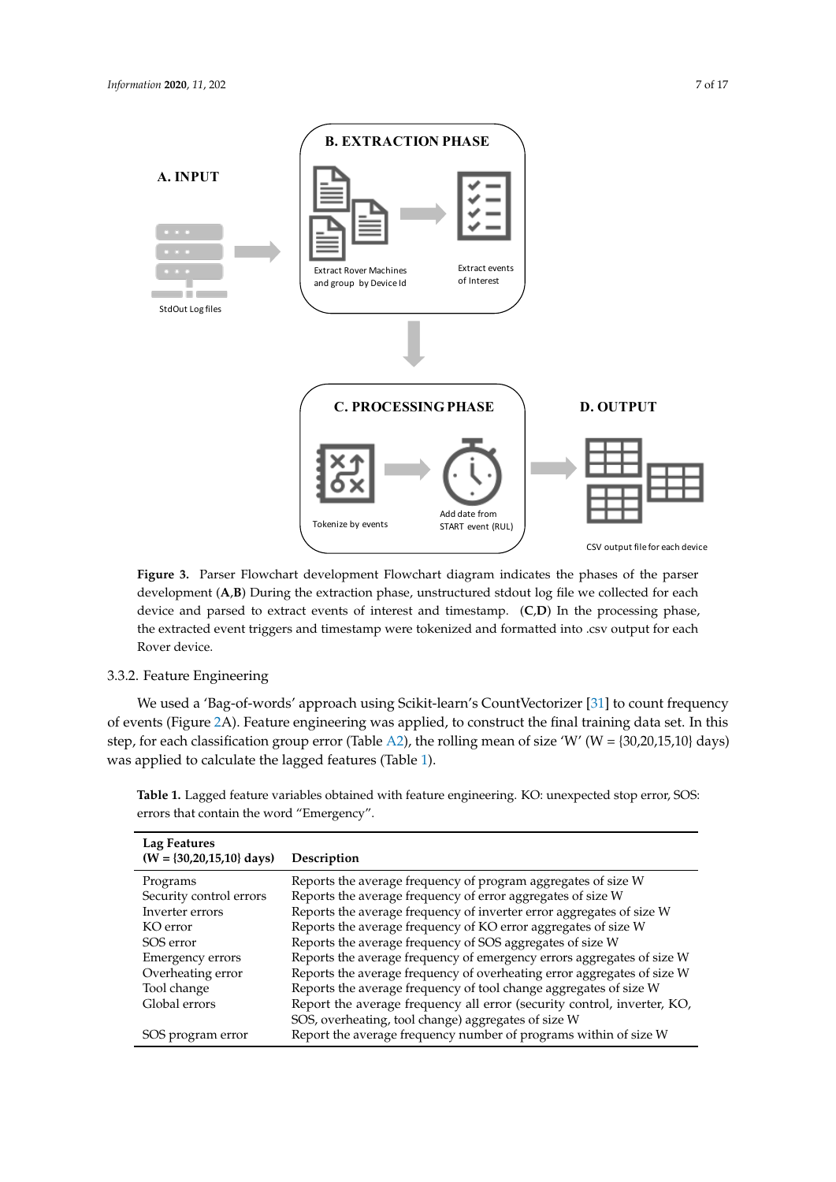**Figure 3.** Parser Flowchart development Flowchart diagram indicates the phases of the parser development (**A**,**B**) During the extraction phase, unstructured stdout log file we collected for each device and parsed to extract events of interest and timestamp. (**C**,**D**) In the processing phase, the extracted event triggers and timestamp were tokenized and formatted into .csv output for each Rover device.

### 3.3.2. Feature Engineering

We used a 'Bag-of-words' approach using Scikit-learn's CountVectorizer [31] to count frequency of events (Figure 2A). Feature engineering was applied, to construct the final training data set. In this step, for each classification group error (Table A2), the rolling mean of size 'W' (W = {30,20,15,10} days) was applied to calculate the lagged features (Table 1).

**Table 1.** Lagged feature variables obtained with feature engineering. KO: unexpected stop error, SOS: errors that contain the word "Emergency".

| Lag Features (W = {30,20,15,10} days) | Description |
|---|---|
| Programs | Reports the average frequency of program aggregates of size W |
| Security control errors | Reports the average frequency of error aggregates of size W |
| Inverter errors | Reports the average frequency of inverter error aggregates of size W |
| KO error | Reports the average frequency of KO error aggregates of size W |
| SOS error | Reports the average frequency of SOS aggregates of size W |
| Emergency errors | Reports the average frequency of emergency errors aggregates of size W |
| Overheating error | Reports the average frequency of overheating error aggregates of size W |
| Tool change | Reports the average frequency of tool change aggregates of size W |
| Global errors | Report the average frequency all error (security control, inverter, KO, SOS, overheating, tool change) aggregates of size W |
| SOS program error | Report the average frequency number of programs within of size W |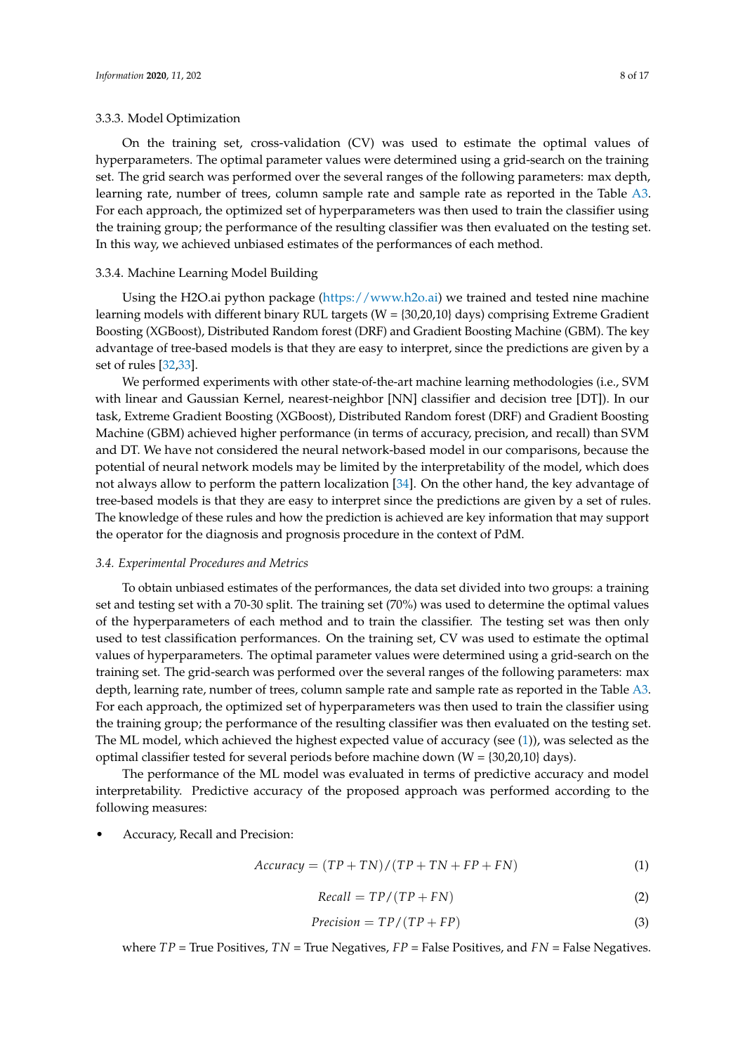#### 3.3.3. Model Optimization

On the training set, cross-validation (CV) was used to estimate the optimal values of hyperparameters. The optimal parameter values were determined using a grid-search on the training set. The grid search was performed over the several ranges of the following parameters: max depth, learning rate, number of trees, column sample rate and sample rate as reported in the Table A3. For each approach, the optimized set of hyperparameters was then used to train the classifier using the training group; the performance of the resulting classifier was then evaluated on the testing set. In this way, we achieved unbiased estimates of the performances of each method.

#### 3.3.4. Machine Learning Model Building

Using the H2O.ai python package (https://www.h2o.ai) we trained and tested nine machine learning models with different binary RUL targets (W = {30,20,10} days) comprising Extreme Gradient Boosting (XGBoost), Distributed Random forest (DRF) and Gradient Boosting Machine (GBM). The key advantage of tree-based models is that they are easy to interpret, since the predictions are given by a set of rules [32,33].

We performed experiments with other state-of-the-art machine learning methodologies (i.e., SVM with linear and Gaussian Kernel, nearest-neighbor [NN] classifier and decision tree [DT]). In our task, Extreme Gradient Boosting (XGBoost), Distributed Random forest (DRF) and Gradient Boosting Machine (GBM) achieved higher performance (in terms of accuracy, precision, and recall) than SVM and DT. We have not considered the neural network-based model in our comparisons, because the potential of neural network models may be limited by the interpretability of the model, which does not always allow to perform the pattern localization [34]. On the other hand, the key advantage of tree-based models is that they are easy to interpret since the predictions are given by a set of rules. The knowledge of these rules and how the prediction is achieved are key information that may support the operator for the diagnosis and prognosis procedure in the context of PdM.

### 3.4. Experimental Procedures and Metrics

To obtain unbiased estimates of the performances, the data set divided into two groups: a training set and testing set with a 70-30 split. The training set (70%) was used to determine the optimal values of the hyperparameters of each method and to train the classifier. The testing set was then only used to test classification performances. On the training set, CV was used to estimate the optimal values of hyperparameters. The optimal parameter values were determined using a grid-search on the training set. The grid-search was performed over the several ranges of the following parameters: max depth, learning rate, number of trees, column sample rate and sample rate as reported in the Table A3. For each approach, the optimized set of hyperparameters was then used to train the classifier using the training group; the performance of the resulting classifier was then evaluated on the testing set. The ML model, which achieved the highest expected value of accuracy (see (1)), was selected as the optimal classifier tested for several periods before machine down (W = {30,20,10} days).

The performance of the ML model was evaluated in terms of predictive accuracy and model interpretability. Predictive accuracy of the proposed approach was performed according to the following measures:

- Accuracy, Recall and Precision:

$$Accuracy = (TP + TN)/(TP + TN + FP + FN) \quad (1)$$

$$Recall = TP/(TP + FN) \quad (2)$$

$$Precision = TP/(TP + FP) \quad (3)$$

where $TP$ = True Positives, $TN$ = True Negatives, $FP$ = False Positives, and $FN$ = False Negatives.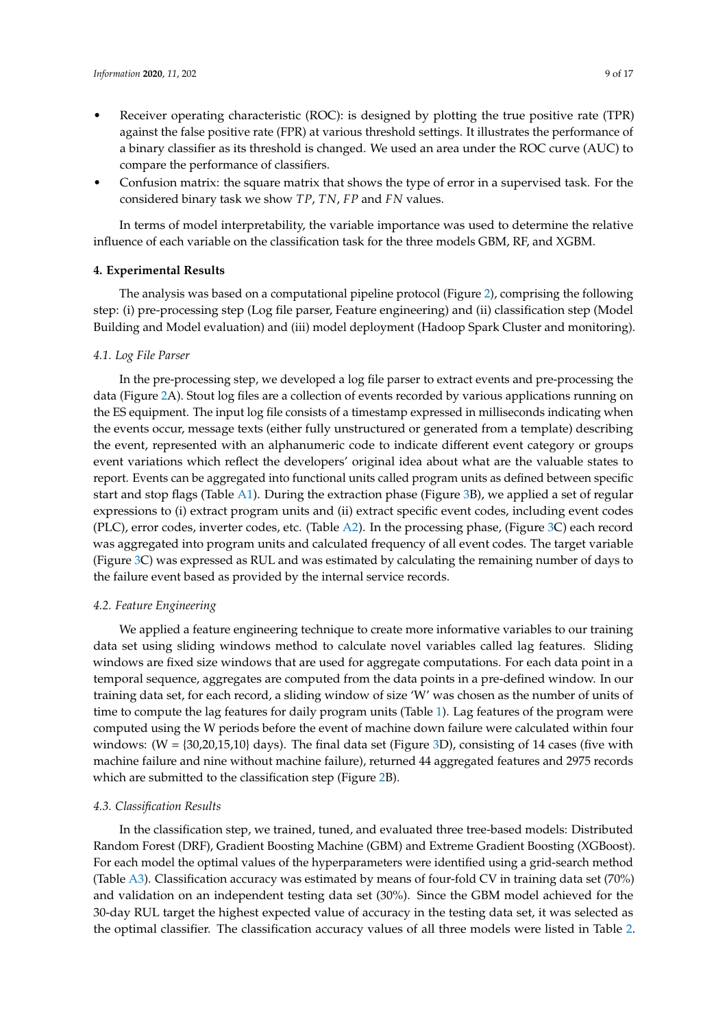- Receiver operating characteristic (ROC): is designed by plotting the true positive rate (TPR) against the false positive rate (FPR) at various threshold settings. It illustrates the performance of a binary classifier as its threshold is changed. We used an area under the ROC curve (AUC) to compare the performance of classifiers.
- Confusion matrix: the square matrix that shows the type of error in a supervised task. For the considered binary task we show $TP$, $TN$, $FP$ and $FN$ values.

In terms of model interpretability, the variable importance was used to determine the relative influence of each variable on the classification task for the three models GBM, RF, and XGBM.

## 4. Experimental Results

The analysis was based on a computational pipeline protocol (Figure 2), comprising the following step: (i) pre-processing step (Log file parser, Feature engineering) and (ii) classification step (Model Building and Model evaluation) and (iii) model deployment (Hadoop Spark Cluster and monitoring).

### *4.1. Log File Parser*

In the pre-processing step, we developed a log file parser to extract events and pre-processing the data (Figure 2A). Stout log files are a collection of events recorded by various applications running on the ES equipment. The input log file consists of a timestamp expressed in milliseconds indicating when the events occur, message texts (either fully unstructured or generated from a template) describing the event, represented with an alphanumeric code to indicate different event category or groups event variations which reflect the developers' original idea about what are the valuable states to report. Events can be aggregated into functional units called program units as defined between specific start and stop flags (Table A1). During the extraction phase (Figure 3B), we applied a set of regular expressions to (i) extract program units and (ii) extract specific event codes, including event codes (PLC), error codes, inverter codes, etc. (Table A2). In the processing phase, (Figure 3C) each record was aggregated into program units and calculated frequency of all event codes. The target variable (Figure 3C) was expressed as RUL and was estimated by calculating the remaining number of days to the failure event based as provided by the internal service records.

### *4.2. Feature Engineering*

We applied a feature engineering technique to create more informative variables to our training data set using sliding windows method to calculate novel variables called lag features. Sliding windows are fixed size windows that are used for aggregate computations. For each data point in a temporal sequence, aggregates are computed from the data points in a pre-defined window. In our training data set, for each record, a sliding window of size 'W' was chosen as the number of units of time to compute the lag features for daily program units (Table 1). Lag features of the program were computed using the W periods before the event of machine down failure were calculated within four windows: (W = {30,20,15,10} days). The final data set (Figure 3D), consisting of 14 cases (five with machine failure and nine without machine failure), returned 44 aggregated features and 2975 records which are submitted to the classification step (Figure 2B).

### *4.3. Classification Results*

In the classification step, we trained, tuned, and evaluated three tree-based models: Distributed Random Forest (DRF), Gradient Boosting Machine (GBM) and Extreme Gradient Boosting (XGBoost). For each model the optimal values of the hyperparameters were identified using a grid-search method (Table A3). Classification accuracy was estimated by means of four-fold CV in training data set (70%) and validation on an independent testing data set (30%). Since the GBM model achieved for the 30-day RUL target the highest expected value of accuracy in the testing data set, it was selected as the optimal classifier. The classification accuracy values of all three models were listed in Table 2.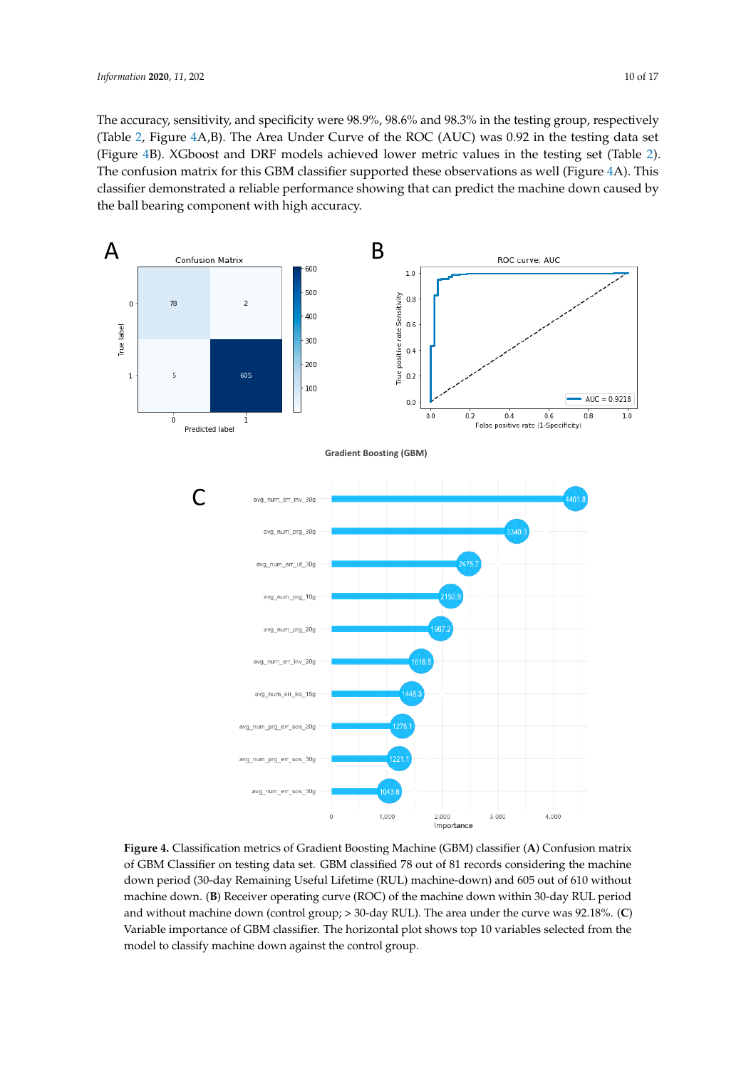The accuracy, sensitivity, and specificity were 98.9%, 98.6% and 98.3% in the testing group, respectively (Table 2, Figure 4A,B). The Area Under Curve of the ROC (AUC) was 0.92 in the testing data set (Figure 4B). XGboost and DRF models achieved lower metric values in the testing set (Table 2). The confusion matrix for this GBM classifier supported these observations as well (Figure 4A). This classifier demonstrated a reliable performance showing that can predict the machine down caused by the ball bearing component with high accuracy.

**Figure 4.** Classification metrics of Gradient Boosting Machine (GBM) classifier (**A**) Confusion matrix of GBM Classifier on testing data set. GBM classified 78 out of 81 records considering the machine down period (30-day Remaining Useful Lifetime (RUL) machine-down) and 605 out of 610 without machine down. (**B**) Receiver operating curve (ROC) of the machine down within 30-day RUL period and without machine down (control group; > 30-day RUL). The area under the curve was 92.18%. (**C**) Variable importance of GBM classifier. The horizontal plot shows top 10 variables selected from the model to classify machine down against the control group.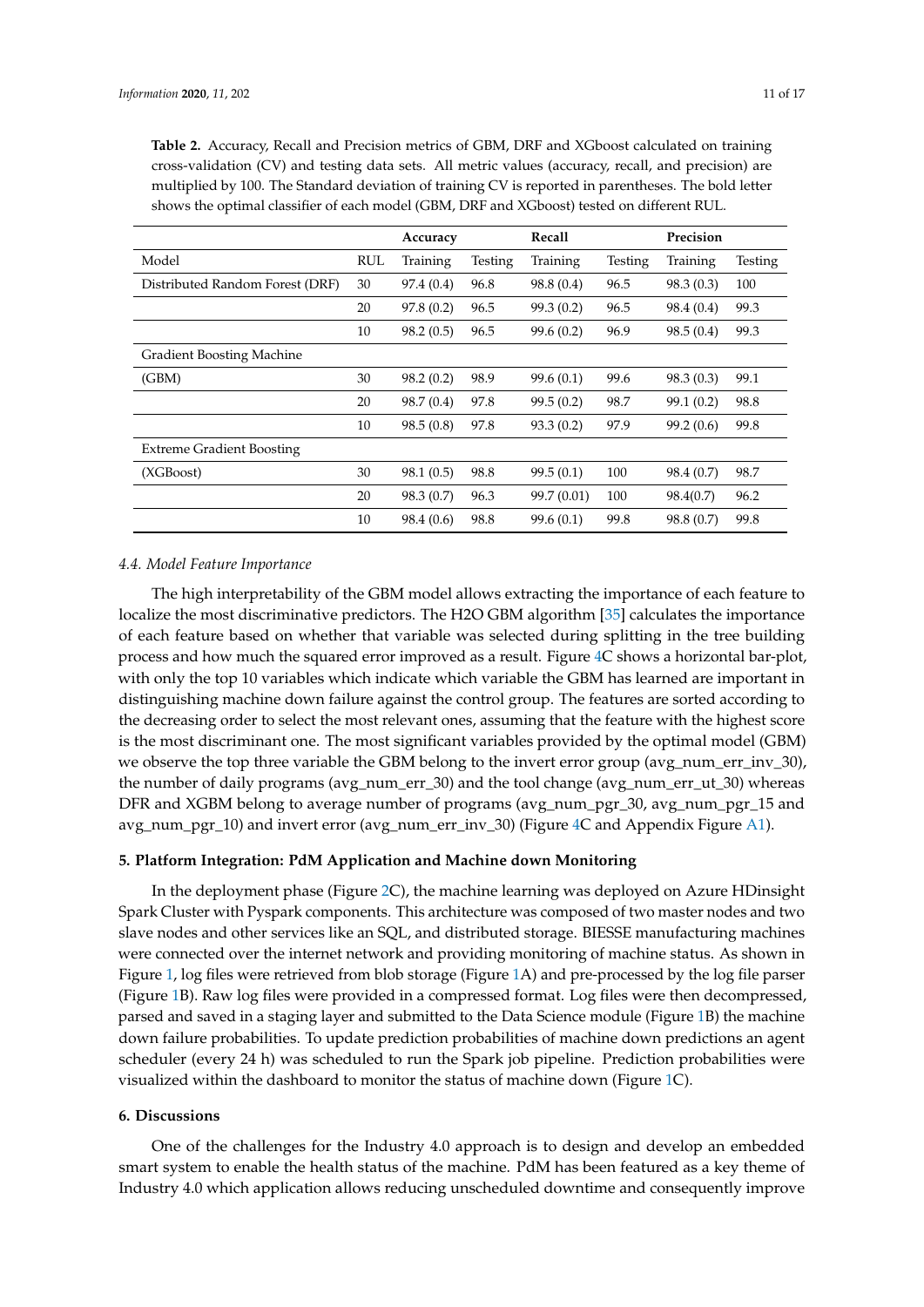**Table 2.** Accuracy, Recall and Precision metrics of GBM, DRF and XGboost calculated on training cross-validation (CV) and testing data sets. All metric values (accuracy, recall, and precision) are multiplied by 100. The Standard deviation of training CV is reported in parentheses. The bold letter shows the optimal classifier of each model (GBM, DRF and XGboost) tested on different RUL.

| | | Accuracy | | Recall | | Precision | |
|---|---|---|---|---|---|---|---|
| Model | RUL | Training | Testing | Training | Testing | Training | Testing |
| Distributed Random Forest (DRF) | 30 | 97.4 (0.4) | 96.8 | 98.8 (0.4) | 96.5 | 98.3 (0.3) | 100 |
| | 20 | 97.8 (0.2) | 96.5 | 99.3 (0.2) | 96.5 | 98.4 (0.4) | 99.3 |
| | 10 | 98.2 (0.5) | 96.5 | 99.6 (0.2) | 96.9 | 98.5 (0.4) | 99.3 |
| Gradient Boosting Machine | | | | | | | |
| (GBM) | 30 | 98.2 (0.2) | 98.9 | 99.6 (0.1) | 99.6 | 98.3 (0.3) | 99.1 |
| | 20 | 98.7 (0.4) | 97.8 | 99.5 (0.2) | 98.7 | 99.1 (0.2) | 98.8 |
| | 10 | 98.5 (0.8) | 97.8 | 93.3 (0.2) | 97.9 | 99.2 (0.6) | 99.8 |
| Extreme Gradient Boosting | | | | | | | |
| (XGBoost) | 30 | 98.1 (0.5) | 98.8 | 99.5 (0.1) | 100 | 98.4 (0.7) | 98.7 |
| | 20 | 98.3 (0.7) | 96.3 | 99.7 (0.01) | 100 | 98.4(0.7) | 96.2 |
| | 10 | 98.4 (0.6) | 98.8 | 99.6 (0.1) | 99.8 | 98.8 (0.7) | 99.8 |

### *4.4. Model Feature Importance*

The high interpretability of the GBM model allows extracting the importance of each feature to localize the most discriminative predictors. The H2O GBM algorithm [35] calculates the importance of each feature based on whether that variable was selected during splitting in the tree building process and how much the squared error improved as a result. Figure 4C shows a horizontal bar-plot, with only the top 10 variables which indicate which variable the GBM has learned are important in distinguishing machine down failure against the control group. The features are sorted according to the decreasing order to select the most relevant ones, assuming that the feature with the highest score is the most discriminant one. The most significant variables provided by the optimal model (GBM) we observe the top three variable the GBM belong to the invert error group (avg_num_err_inv_30), the number of daily programs (avg_num_err_30) and the tool change (avg_num_err_ut_30) whereas DFR and XGBM belong to average number of programs (avg_num_pgr_30, avg_num_pgr_15 and avg_num_pgr_10) and invert error (avg_num_err_inv_30) (Figure 4C and Appendix Figure A1).

## **5. Platform Integration: PdM Application and Machine down Monitoring**

In the deployment phase (Figure 2C), the machine learning was deployed on Azure HDinsight Spark Cluster with Pyspark components. This architecture was composed of two master nodes and two slave nodes and other services like an SQL, and distributed storage. BIESSE manufacturing machines were connected over the internet network and providing monitoring of machine status. As shown in Figure 1, log files were retrieved from blob storage (Figure 1A) and pre-processed by the log file parser (Figure 1B). Raw log files were provided in a compressed format. Log files were then decompressed, parsed and saved in a staging layer and submitted to the Data Science module (Figure 1B) the machine down failure probabilities. To update prediction probabilities of machine down predictions an agent scheduler (every 24 h) was scheduled to run the Spark job pipeline. Prediction probabilities were visualized within the dashboard to monitor the status of machine down (Figure 1C).

## **6. Discussions**

One of the challenges for the Industry 4.0 approach is to design and develop an embedded smart system to enable the health status of the machine. PdM has been featured as a key theme of Industry 4.0 which application allows reducing unscheduled downtime and consequently improve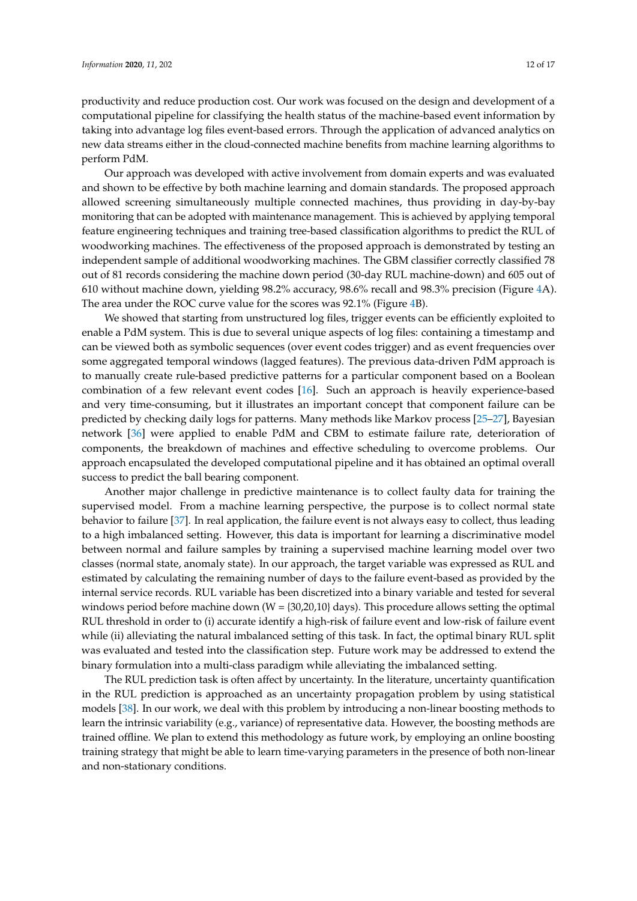productivity and reduce production cost. Our work was focused on the design and development of a computational pipeline for classifying the health status of the machine-based event information by taking into advantage log files event-based errors. Through the application of advanced analytics on new data streams either in the cloud-connected machine benefits from machine learning algorithms to perform PdM.

Our approach was developed with active involvement from domain experts and was evaluated and shown to be effective by both machine learning and domain standards. The proposed approach allowed screening simultaneously multiple connected machines, thus providing in day-by-bay monitoring that can be adopted with maintenance management. This is achieved by applying temporal feature engineering techniques and training tree-based classification algorithms to predict the RUL of woodworking machines. The effectiveness of the proposed approach is demonstrated by testing an independent sample of additional woodworking machines. The GBM classifier correctly classified 78 out of 81 records considering the machine down period (30-day RUL machine-down) and 605 out of 610 without machine down, yielding 98.2% accuracy, 98.6% recall and 98.3% precision (Figure 4A). The area under the ROC curve value for the scores was 92.1% (Figure 4B).

We showed that starting from unstructured log files, trigger events can be efficiently exploited to enable a PdM system. This is due to several unique aspects of log files: containing a timestamp and can be viewed both as symbolic sequences (over event codes trigger) and as event frequencies over some aggregated temporal windows (lagged features). The previous data-driven PdM approach is to manually create rule-based predictive patterns for a particular component based on a Boolean combination of a few relevant event codes [16]. Such an approach is heavily experience-based and very time-consuming, but it illustrates an important concept that component failure can be predicted by checking daily logs for patterns. Many methods like Markov process [25–27], Bayesian network [36] were applied to enable PdM and CBM to estimate failure rate, deterioration of components, the breakdown of machines and effective scheduling to overcome problems. Our approach encapsulated the developed computational pipeline and it has obtained an optimal overall success to predict the ball bearing component.

Another major challenge in predictive maintenance is to collect faulty data for training the supervised model. From a machine learning perspective, the purpose is to collect normal state behavior to failure [37]. In real application, the failure event is not always easy to collect, thus leading to a high imbalanced setting. However, this data is important for learning a discriminative model between normal and failure samples by training a supervised machine learning model over two classes (normal state, anomaly state). In our approach, the target variable was expressed as RUL and estimated by calculating the remaining number of days to the failure event-based as provided by the internal service records. RUL variable has been discretized into a binary variable and tested for several windows period before machine down (W = {30,20,10} days). This procedure allows setting the optimal RUL threshold in order to (i) accurate identify a high-risk of failure event and low-risk of failure event while (ii) alleviating the natural imbalanced setting of this task. In fact, the optimal binary RUL split was evaluated and tested into the classification step. Future work may be addressed to extend the binary formulation into a multi-class paradigm while alleviating the imbalanced setting.

The RUL prediction task is often affect by uncertainty. In the literature, uncertainty quantification in the RUL prediction is approached as an uncertainty propagation problem by using statistical models [38]. In our work, we deal with this problem by introducing a non-linear boosting methods to learn the intrinsic variability (e.g., variance) of representative data. However, the boosting methods are trained offline. We plan to extend this methodology as future work, by employing an online boosting training strategy that might be able to learn time-varying parameters in the presence of both non-linear and non-stationary conditions.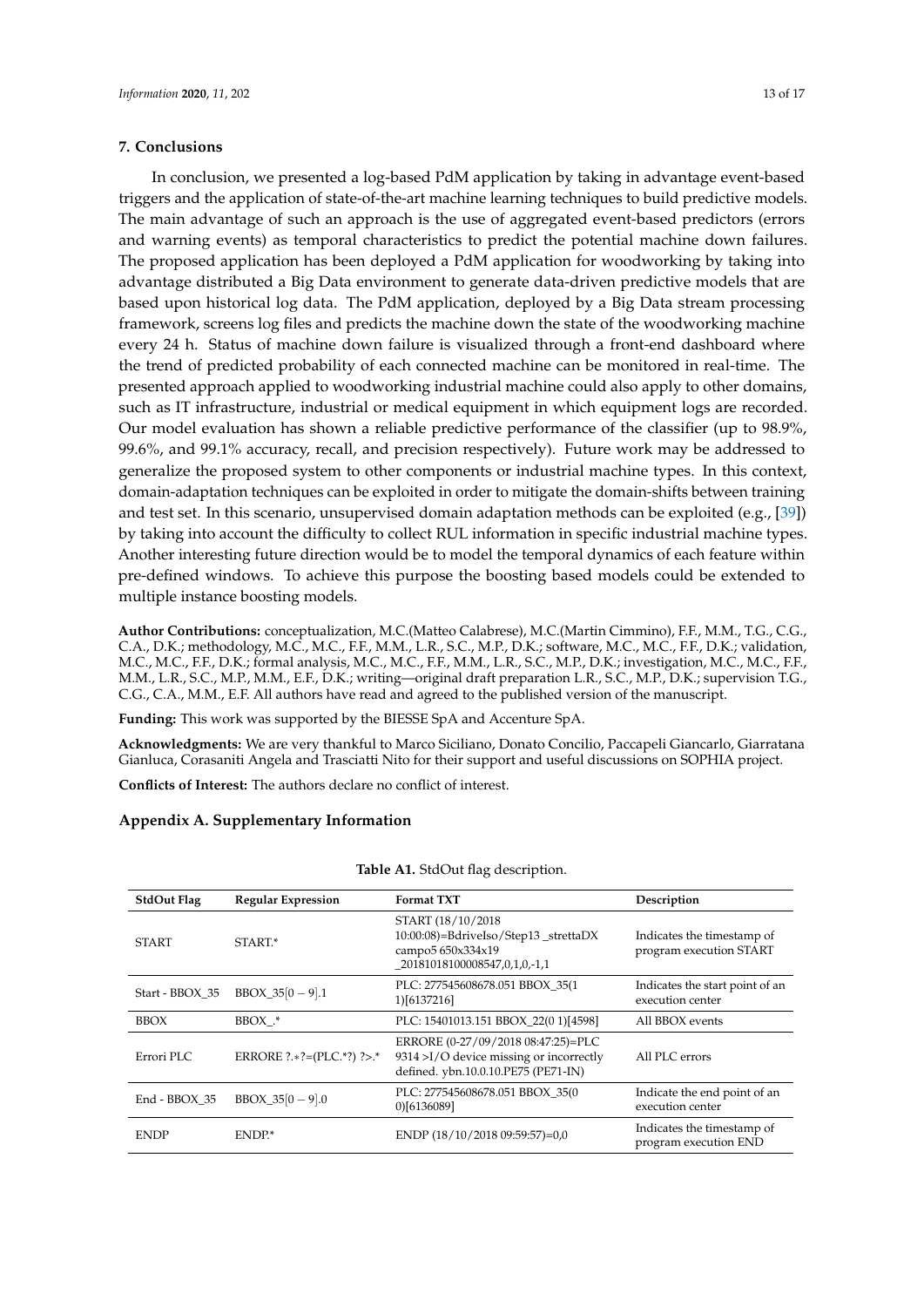## 7. Conclusions

In conclusion, we presented a log-based PdM application by taking in advantage event-based triggers and the application of state-of-the-art machine learning techniques to build predictive models. The main advantage of such an approach is the use of aggregated event-based predictors (errors and warning events) as temporal characteristics to predict the potential machine down failures. The proposed application has been deployed a PdM application for woodworking by taking into advantage distributed a Big Data environment to generate data-driven predictive models that are based upon historical log data. The PdM application, deployed by a Big Data stream processing framework, screens log files and predicts the machine down the state of the woodworking machine every 24 h. Status of machine down failure is visualized through a front-end dashboard where the trend of predicted probability of each connected machine can be monitored in real-time. The presented approach applied to woodworking industrial machine could also apply to other domains, such as IT infrastructure, industrial or medical equipment in which equipment logs are recorded. Our model evaluation has shown a reliable predictive performance of the classifier (up to 98.9%, 99.6%, and 99.1% accuracy, recall, and precision respectively). Future work may be addressed to generalize the proposed system to other components or industrial machine types. In this context, domain-adaptation techniques can be exploited in order to mitigate the domain-shifts between training and test set. In this scenario, unsupervised domain adaptation methods can be exploited (e.g., [39]) by taking into account the difficulty to collect RUL information in specific industrial machine types. Another interesting future direction would be to model the temporal dynamics of each feature within pre-defined windows. To achieve this purpose the boosting based models could be extended to multiple instance boosting models.

**Author Contributions:** conceptualization, M.C.(Matteo Calabrese), M.C.(Martin Cimmino), F.F., M.M., T.G., C.G., C.A., D.K.; methodology, M.C., M.C., F.F., M.M., L.R., S.C., M.P., D.K.; software, M.C., M.C., F.F., D.K.; validation, M.C., M.C., F.F., D.K.; formal analysis, M.C., M.C., F.F., M.M., L.R., S.C., M.P., D.K.; investigation, M.C., M.C., F.F., M.M., L.R., S.C., M.P., M.M., E.F., D.K.; writing—original draft preparation L.R., S.C., M.P., D.K.; supervision T.G., C.G., C.A., M.M., E.F. All authors have read and agreed to the published version of the manuscript.

**Funding:** This work was supported by the BIESSE SpA and Accenture SpA.

**Acknowledgments:** We are very thankful to Marco Siciliano, Donato Concilio, Paccapeli Giancarlo, Giarratana Gianluca, Corasaniti Angela and Trasciatti Nito for their support and useful discussions on SOPHIA project.

**Conflicts of Interest:** The authors declare no conflict of interest.

## Appendix A. Supplementary Information

**Table A1.** StdOut flag description.

| StdOut Flag | Regular Expression | Format TXT | Description |
|---|---|---|---|
| START | START.* | START (18/10/2018 10:00:08)=BdriveIso/Step13 _strettaDX campo5 650x334x19 _20181018100008547,0,1,0,-1,1 | Indicates the timestamp of program execution START |
| Start - BBOX_35 | BBOX_35[0 − 9].1 | PLC: 277545608678.051 BBOX_35(1 1)[6137216] | Indicates the start point of an execution center |
| BBOX | BBOX_.* | PLC: 15401013.151 BBOX_22(0 1)[4598] | All BBOX events |
| Errori PLC | ERRORE ?.∗?=(PLC.*?) ?>.* | ERRORE (0-27/09/2018 08:47:25)=PLC 9314 >I/O device missing or incorrectly defined. ybn.10.0.10.PE75 (PE71-IN) | All PLC errors |
| End - BBOX_35 | BBOX_35[0 − 9].0 | PLC: 277545608678.051 BBOX_35(0 0)[6136089] | Indicate the end point of an execution center |
| ENDP | ENDP.* | ENDP (18/10/2018 09:59:57)=0,0 | Indicates the timestamp of program execution END |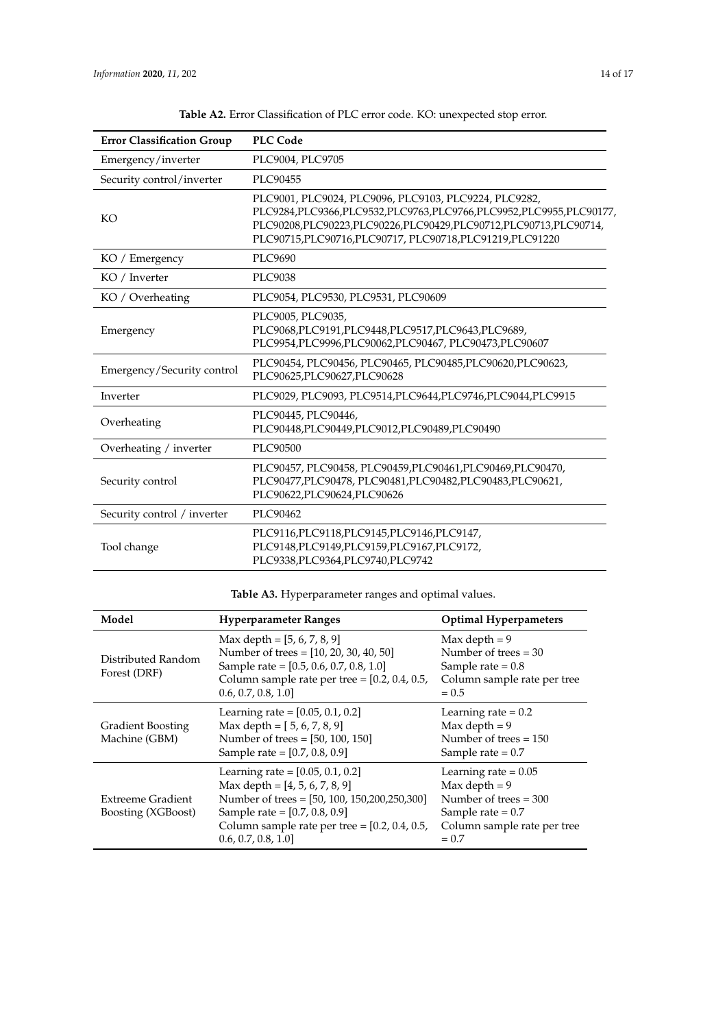**Table A2.** Error Classification of PLC error code. KO: unexpected stop error.

| Error Classification Group | PLC Code |
|---|---|
| Emergency/inverter | PLC9004, PLC9705 |
| Security control/inverter | PLC90455 |
| KO | PLC9001, PLC9024, PLC9096, PLC9103, PLC9224, PLC9282, PLC9284,PLC9366,PLC9532,PLC9763,PLC9766,PLC9952,PLC9955,PLC90177, PLC90208,PLC90223,PLC90226,PLC90429,PLC90712,PLC90713,PLC90714, PLC90715,PLC90716,PLC90717, PLC90718,PLC91219,PLC91220 |
| KO / Emergency | PLC9690 |
| KO / Inverter | PLC9038 |
| KO / Overheating | PLC9054, PLC9530, PLC9531, PLC90609 |
| Emergency | PLC9005, PLC9035, PLC9068,PLC9191,PLC9448,PLC9517,PLC9643,PLC9689, PLC9954,PLC9996,PLC90062,PLC90467, PLC90473,PLC90607 |
| Emergency/Security control | PLC90454, PLC90456, PLC90465, PLC90485,PLC90620,PLC90623, PLC90625,PLC90627,PLC90628 |
| Inverter | PLC9029, PLC9093, PLC9514,PLC9644,PLC9746,PLC9044,PLC9915 |
| Overheating | PLC90445, PLC90446, PLC90448,PLC90449,PLC9012,PLC90489,PLC90490 |
| Overheating / inverter | PLC90500 |
| Security control | PLC90457, PLC90458, PLC90459,PLC90461,PLC90469,PLC90470, PLC90477,PLC90478, PLC90481,PLC90482,PLC90483,PLC90621, PLC90622,PLC90624,PLC90626 |
| Security control / inverter | PLC90462 |
| Tool change | PLC9116,PLC9118,PLC9145,PLC9146,PLC9147, PLC9148,PLC9149,PLC9159,PLC9167,PLC9172, PLC9338,PLC9364,PLC9740,PLC9742 |

**Table A3.** Hyperparameter ranges and optimal values.

| Model | Hyperparameter Ranges | Optimal Hyperpameters |
|---|---|---|
| Distributed Random Forest (DRF) | Max depth = [5, 6, 7, 8, 9]<br>Number of trees = [10, 20, 30, 40, 50]<br>Sample rate = [0.5, 0.6, 0.7, 0.8, 1.0]<br>Column sample rate per tree = [0.2, 0.4, 0.5, 0.6, 0.7, 0.8, 1.0] | Max depth = 9<br>Number of trees = 30<br>Sample rate = 0.8<br>Column sample rate per tree = 0.5 |
| Gradient Boosting Machine (GBM) | Learning rate = [0.05, 0.1, 0.2]<br>Max depth = [ 5, 6, 7, 8, 9]<br>Number of trees = [50, 100, 150]<br>Sample rate = [0.7, 0.8, 0.9] | Learning rate = 0.2<br>Max depth = 9<br>Number of trees = 150<br>Sample rate = 0.7 |
| Extreeme Gradient Boosting (XGBoost) | Learning rate = [0.05, 0.1, 0.2]<br>Max depth = [4, 5, 6, 7, 8, 9]<br>Number of trees = [50, 100, 150,200,250,300]<br>Sample rate = [0.7, 0.8, 0.9]<br>Column sample rate per tree = [0.2, 0.4, 0.5, 0.6, 0.7, 0.8, 1.0] | Learning rate = 0.05<br>Max depth = 9<br>Number of trees = 300<br>Sample rate = 0.7<br>Column sample rate per tree = 0.7 |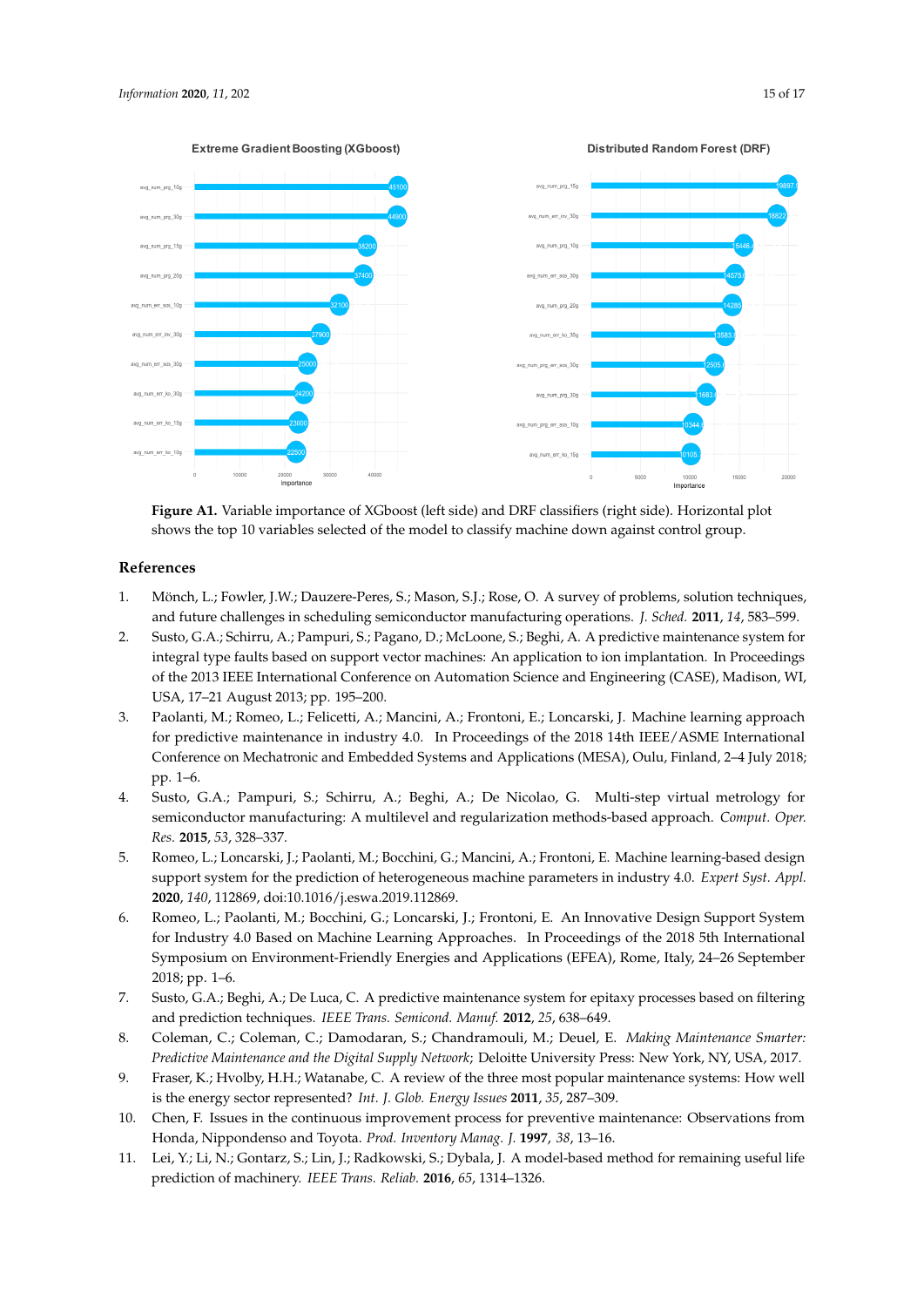Figure A1. Variable importance of XGboost (left side) and DRF classifiers (right side). Horizontal plot shows the top 10 variables selected of the model to classify machine down against control group.

## References

1. Mönch, L.; Fowler, J.W.; Dauzere-Peres, S.; Mason, S.J.; Rose, O. A survey of problems, solution techniques, and future challenges in scheduling semiconductor manufacturing operations. *J. Sched.* **2011**, *14*, 583–599.
2. Susto, G.A.; Schirru, A.; Pampuri, S.; Pagano, D.; McLoone, S.; Beghi, A. A predictive maintenance system for integral type faults based on support vector machines: An application to ion implantation. In Proceedings of the 2013 IEEE International Conference on Automation Science and Engineering (CASE), Madison, WI, USA, 17–21 August 2013; pp. 195–200.
3. Paolanti, M.; Romeo, L.; Felicetti, A.; Mancini, A.; Frontoni, E.; Loncarski, J. Machine learning approach for predictive maintenance in industry 4.0. In Proceedings of the 2018 14th IEEE/ASME International Conference on Mechatronic and Embedded Systems and Applications (MESA), Oulu, Finland, 2–4 July 2018; pp. 1–6.
4. Susto, G.A.; Pampuri, S.; Schirru, A.; Beghi, A.; De Nicolao, G. Multi-step virtual metrology for semiconductor manufacturing: A multilevel and regularization methods-based approach. *Comput. Oper. Res.* **2015**, *53*, 328–337.
5. Romeo, L.; Loncarski, J.; Paolanti, M.; Bocchini, G.; Mancini, A.; Frontoni, E. Machine learning-based design support system for the prediction of heterogeneous machine parameters in industry 4.0. *Expert Syst. Appl.* **2020**, *140*, 112869, doi:10.1016/j.eswa.2019.112869.
6. Romeo, L.; Paolanti, M.; Bocchini, G.; Loncarski, J.; Frontoni, E. An Innovative Design Support System for Industry 4.0 Based on Machine Learning Approaches. In Proceedings of the 2018 5th International Symposium on Environment-Friendly Energies and Applications (EFEA), Rome, Italy, 24–26 September 2018; pp. 1–6.
7. Susto, G.A.; Beghi, A.; De Luca, C. A predictive maintenance system for epitaxy processes based on filtering and prediction techniques. *IEEE Trans. Semicond. Manuf.* **2012**, *25*, 638–649.
8. Coleman, C.; Coleman, C.; Damodaran, S.; Chandramouli, M.; Deuel, E. *Making Maintenance Smarter: Predictive Maintenance and the Digital Supply Network*; Deloitte University Press: New York, NY, USA, 2017.
9. Fraser, K.; Hvolby, H.H.; Watanabe, C. A review of the three most popular maintenance systems: How well is the energy sector represented? *Int. J. Glob. Energy Issues* **2011**, *35*, 287–309.
10. Chen, F. Issues in the continuous improvement process for preventive maintenance: Observations from Honda, Nippondenso and Toyota. *Prod. Inventory Manag. J.* **1997**, *38*, 13–16.
11. Lei, Y.; Li, N.; Gontarz, S.; Lin, J.; Radkowski, S.; Dybala, J. A model-based method for remaining useful life prediction of machinery. *IEEE Trans. Reliab.* **2016**, *65*, 1314–1326.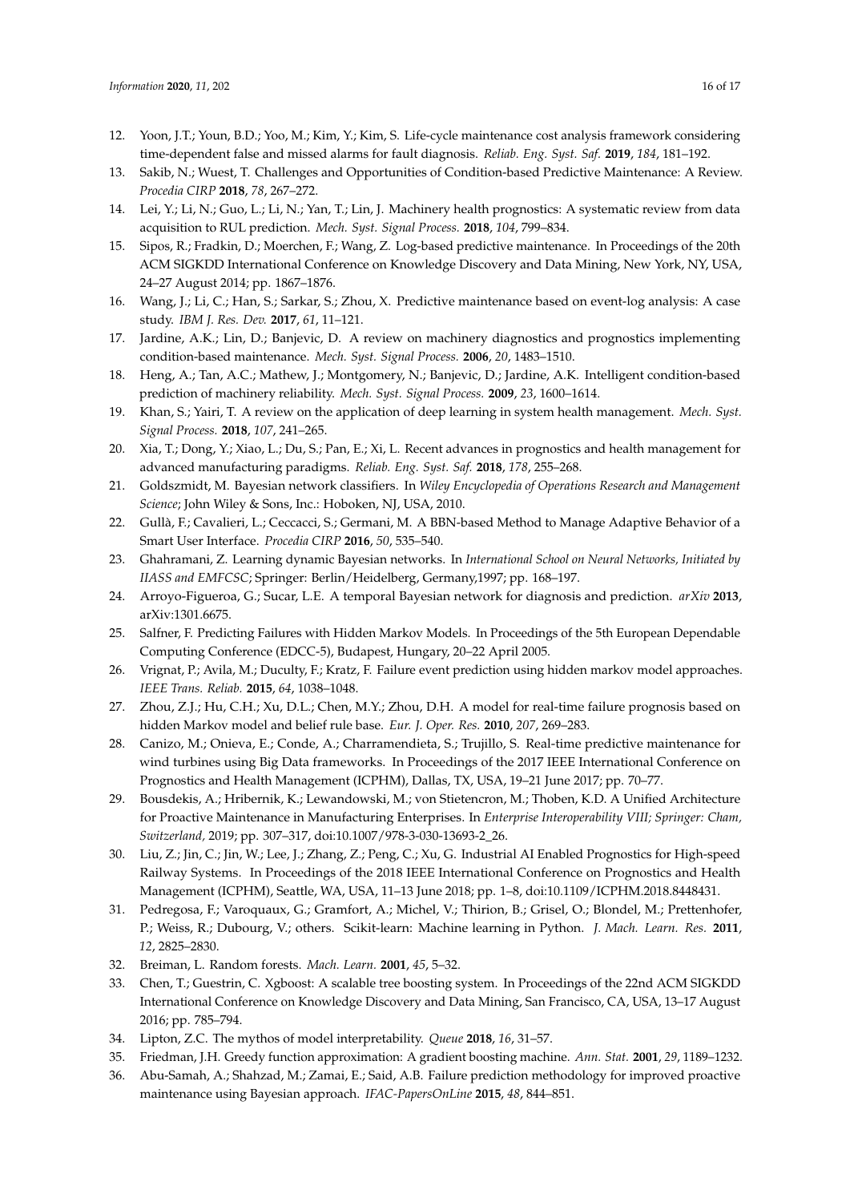12. Yoon, J.T.; Youn, B.D.; Yoo, M.; Kim, Y.; Kim, S. Life-cycle maintenance cost analysis framework considering time-dependent false and missed alarms for fault diagnosis. *Reliab. Eng. Syst. Saf.* **2019**, *184*, 181–192.
13. Sakib, N.; Wuest, T. Challenges and Opportunities of Condition-based Predictive Maintenance: A Review. *Procedia CIRP* **2018**, *78*, 267–272.
14. Lei, Y.; Li, N.; Guo, L.; Li, N.; Yan, T.; Lin, J. Machinery health prognostics: A systematic review from data acquisition to RUL prediction. *Mech. Syst. Signal Process.* **2018**, *104*, 799–834.
15. Sipos, R.; Fradkin, D.; Moerchen, F.; Wang, Z. Log-based predictive maintenance. In Proceedings of the 20th ACM SIGKDD International Conference on Knowledge Discovery and Data Mining, New York, NY, USA, 24–27 August 2014; pp. 1867–1876.
16. Wang, J.; Li, C.; Han, S.; Sarkar, S.; Zhou, X. Predictive maintenance based on event-log analysis: A case study. *IBM J. Res. Dev.* **2017**, *61*, 11–121.
17. Jardine, A.K.; Lin, D.; Banjevic, D. A review on machinery diagnostics and prognostics implementing condition-based maintenance. *Mech. Syst. Signal Process.* **2006**, *20*, 1483–1510.
18. Heng, A.; Tan, A.C.; Mathew, J.; Montgomery, N.; Banjevic, D.; Jardine, A.K. Intelligent condition-based prediction of machinery reliability. *Mech. Syst. Signal Process.* **2009**, *23*, 1600–1614.
19. Khan, S.; Yairi, T. A review on the application of deep learning in system health management. *Mech. Syst. Signal Process.* **2018**, *107*, 241–265.
20. Xia, T.; Dong, Y.; Xiao, L.; Du, S.; Pan, E.; Xi, L. Recent advances in prognostics and health management for advanced manufacturing paradigms. *Reliab. Eng. Syst. Saf.* **2018**, *178*, 255–268.
21. Goldszmidt, M. Bayesian network classifiers. In *Wiley Encyclopedia of Operations Research and Management Science*; John Wiley & Sons, Inc.: Hoboken, NJ, USA, 2010.
22. Gullà, F.; Cavalieri, L.; Ceccacci, S.; Germani, M. A BBN-based Method to Manage Adaptive Behavior of a Smart User Interface. *Procedia CIRP* **2016**, *50*, 535–540.
23. Ghahramani, Z. Learning dynamic Bayesian networks. In *International School on Neural Networks, Initiated by IIASS and EMFCSC*; Springer: Berlin/Heidelberg, Germany,1997; pp. 168–197.
24. Arroyo-Figueroa, G.; Sucar, L.E. A temporal Bayesian network for diagnosis and prediction. *arXiv* **2013**, arXiv:1301.6675.
25. Salfner, F. Predicting Failures with Hidden Markov Models. In Proceedings of the 5th European Dependable Computing Conference (EDCC-5), Budapest, Hungary, 20–22 April 2005.
26. Vrignat, P.; Avila, M.; Duculty, F.; Kratz, F. Failure event prediction using hidden markov model approaches. *IEEE Trans. Reliab.* **2015**, *64*, 1038–1048.
27. Zhou, Z.J.; Hu, C.H.; Xu, D.L.; Chen, M.Y.; Zhou, D.H. A model for real-time failure prognosis based on hidden Markov model and belief rule base. *Eur. J. Oper. Res.* **2010**, *207*, 269–283.
28. Canizo, M.; Onieva, E.; Conde, A.; Charramendieta, S.; Trujillo, S. Real-time predictive maintenance for wind turbines using Big Data frameworks. In Proceedings of the 2017 IEEE International Conference on Prognostics and Health Management (ICPHM), Dallas, TX, USA, 19–21 June 2017; pp. 70–77.
29. Bousdekis, A.; Hribernik, K.; Lewandowski, M.; von Stietencron, M.; Thoben, K.D. A Unified Architecture for Proactive Maintenance in Manufacturing Enterprises. In *Enterprise Interoperability VIII; Springer: Cham, Switzerland,* 2019; pp. 307–317, doi:10.1007/978-3-030-13693-2_26.
30. Liu, Z.; Jin, C.; Jin, W.; Lee, J.; Zhang, Z.; Peng, C.; Xu, G. Industrial AI Enabled Prognostics for High-speed Railway Systems. In Proceedings of the 2018 IEEE International Conference on Prognostics and Health Management (ICPHM), Seattle, WA, USA, 11–13 June 2018; pp. 1–8, doi:10.1109/ICPHM.2018.8448431.
31. Pedregosa, F.; Varoquaux, G.; Gramfort, A.; Michel, V.; Thirion, B.; Grisel, O.; Blondel, M.; Prettenhofer, P.; Weiss, R.; Dubourg, V.; others. Scikit-learn: Machine learning in Python. *J. Mach. Learn. Res.* **2011**, *12*, 2825–2830.
32. Breiman, L. Random forests. *Mach. Learn.* **2001**, *45*, 5–32.
33. Chen, T.; Guestrin, C. Xgboost: A scalable tree boosting system. In Proceedings of the 22nd ACM SIGKDD International Conference on Knowledge Discovery and Data Mining, San Francisco, CA, USA, 13–17 August 2016; pp. 785–794.
34. Lipton, Z.C. The mythos of model interpretability. *Queue* **2018**, *16*, 31–57.
35. Friedman, J.H. Greedy function approximation: A gradient boosting machine. *Ann. Stat.* **2001**, *29*, 1189–1232.
36. Abu-Samah, A.; Shahzad, M.; Zamai, E.; Said, A.B. Failure prediction methodology for improved proactive maintenance using Bayesian approach. *IFAC-PapersOnLine* **2015**, *48*, 844–851.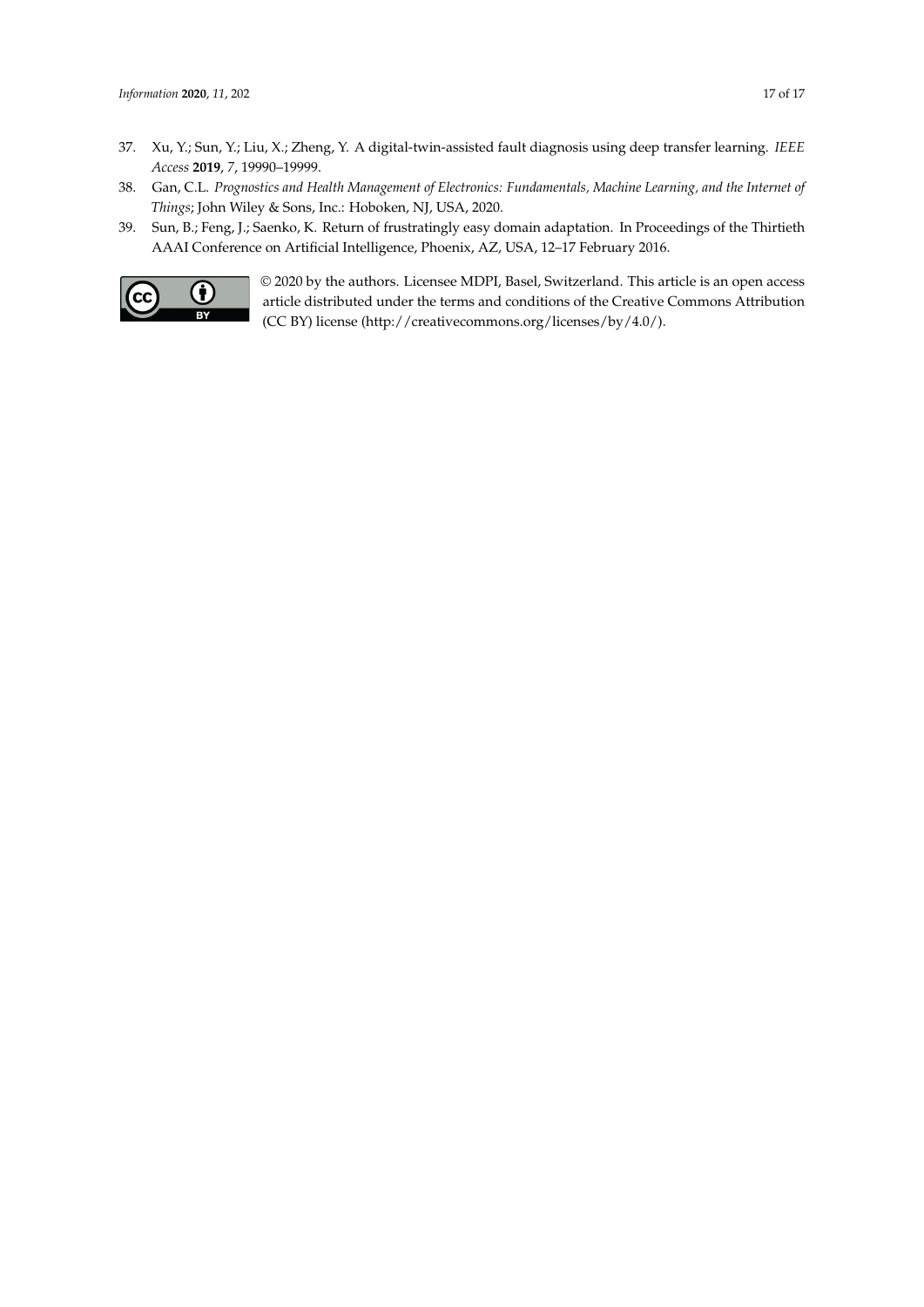37. Xu, Y.; Sun, Y.; Liu, X.; Zheng, Y. A digital-twin-assisted fault diagnosis using deep transfer learning. *IEEE Access* **2019**, *7*, 19990–19999.
38. Gan, C.L. *Prognostics and Health Management of Electronics: Fundamentals, Machine Learning, and the Internet of Things*; John Wiley & Sons, Inc.: Hoboken, NJ, USA, 2020.
39. Sun, B.; Feng, J.; Saenko, K. Return of frustratingly easy domain adaptation. In Proceedings of the Thirtieth AAAI Conference on Artificial Intelligence, Phoenix, AZ, USA, 12–17 February 2016.

© 2020 by the authors. Licensee MDPI, Basel, Switzerland. This article is an open access article distributed under the terms and conditions of the Creative Commons Attribution (CC BY) license (http://creativecommons.org/licenses/by/4.0/).